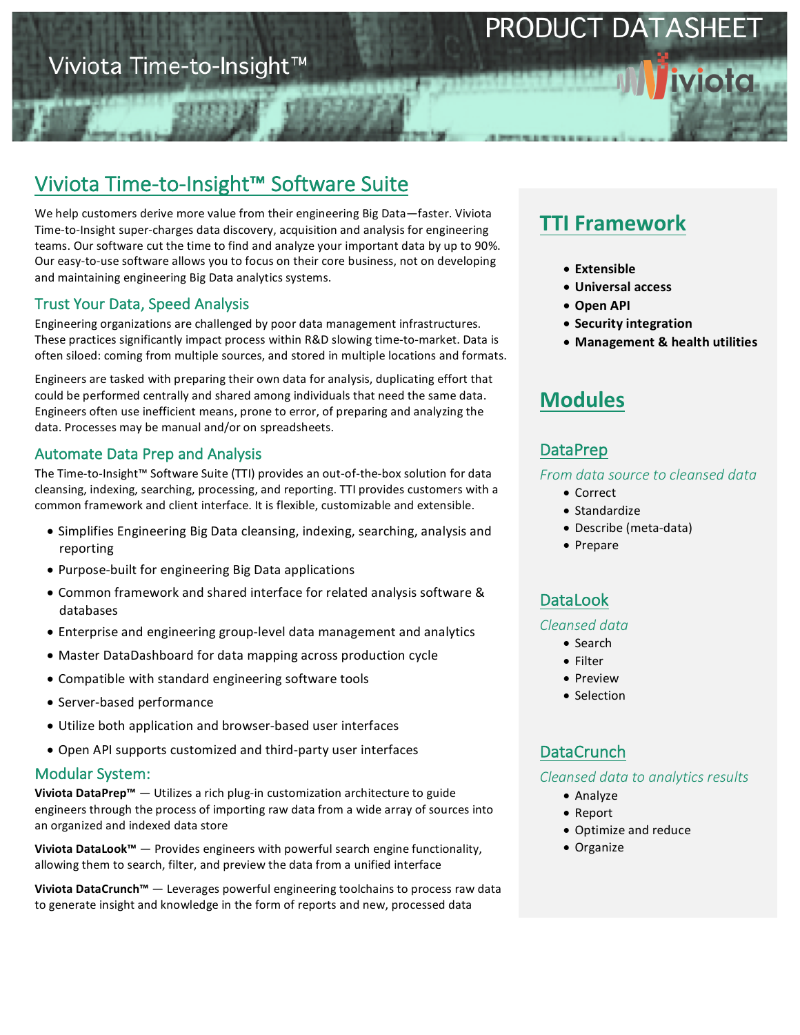PRODUCT DATASHEET

Viviota Time-to-Insight™

# Viviota Time-to-Insight™ Software Suite

We help customers derive more value from their engineering Big Data—faster. Viviota Time-to-Insight super-charges data discovery, acquisition and analysis for engineering teams. Our software cut the time to find and analyze your important data by up to 90%. Our easy-to-use software allows you to focus on their core business, not on developing and maintaining engineering Big Data analytics systems.

## Trust Your Data, Speed Analysis

Engineering organizations are challenged by poor data management infrastructures. These practices significantly impact process within R&D slowing time-to-market. Data is often siloed: coming from multiple sources, and stored in multiple locations and formats.

Engineers are tasked with preparing their own data for analysis, duplicating effort that could be performed centrally and shared among individuals that need the same data. Engineers often use inefficient means, prone to error, of preparing and analyzing the data. Processes may be manual and/or on spreadsheets.

## Automate Data Prep and Analysis

The Time-to-Insight™ Software Suite (TTI) provides an out-of-the-box solution for data cleansing, indexing, searching, processing, and reporting. TTI provides customers with a common framework and client interface. It is flexible, customizable and extensible.

- Simplifies Engineering Big Data cleansing, indexing, searching, analysis and reporting
- Purpose-built for engineering Big Data applications
- Common framework and shared interface for related analysis software & databases
- Enterprise and engineering group-level data management and analytics
- Master DataDashboard for data mapping across production cycle
- Compatible with standard engineering software tools
- Server-based performance
- Utilize both application and browser-based user interfaces
- Open API supports customized and third-party user interfaces

## Modular System:

**Viviota DataPrep™** — Utilizes a rich plug-in customization architecture to guide engineers through the process of importing raw data from a wide array of sources into an organized and indexed data store

**Viviota DataLook™** — Provides engineers with powerful search engine functionality, allowing them to search, filter, and preview the data from a unified interface

**Viviota DataCrunch™** — Leverages powerful engineering toolchains to process raw data to generate insight and knowledge in the form of reports and new, processed data

## TTI Framework

- **Extensible**
- **Universal access**
- **Open API**
- **Security integration**
- **Management & health utilities**

## Modules

### DataPrep

*From data source to cleansed data*

- Correct
- Standardize
- Describe (meta-data)
- Prepare

### DataLook

*Cleansed data*

- Search
- Filter
- Preview
- Selection

### DataCrunch

*Cleansed data to analytics results*

- Analyze
- Report
- Optimize and reduce
- Organize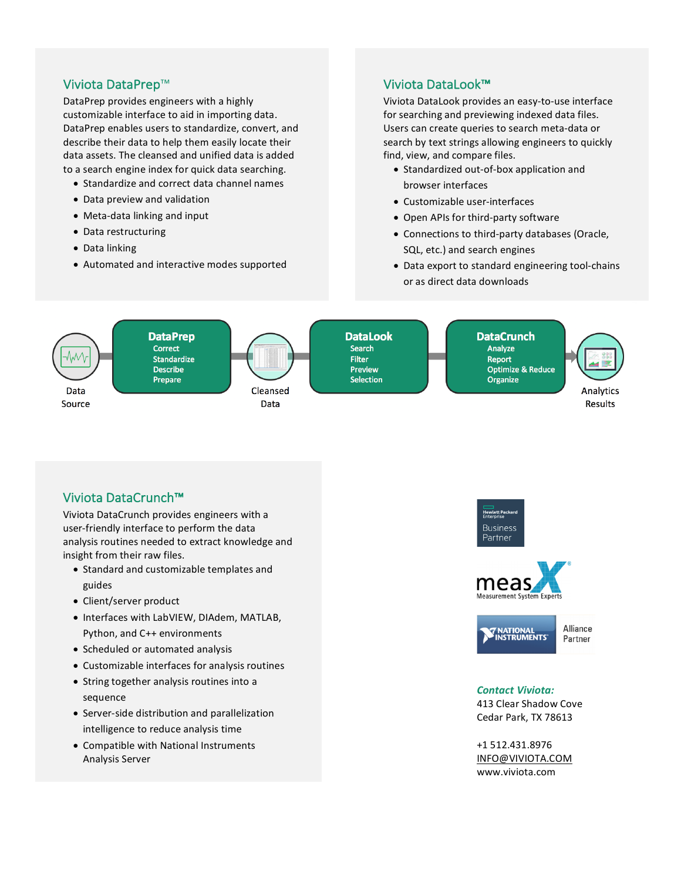## Viviota DataPrep™

DataPrep provides engineers with a highly customizable interface to aid in importing data. DataPrep enables users to standardize, convert, and describe their data to help them easily locate their data assets. The cleansed and unified data is added to a search engine index for quick data searching.

- Standardize and correct data channel names
- Data preview and validation
- Meta-data linking and input
- Data restructuring
- Data linking
- Automated and interactive modes supported

## Viviota DataLook™

Viviota DataLook provides an easy-to-use interface for searching and previewing indexed data files. Users can create queries to search meta-data or search by text strings allowing engineers to quickly find, view, and compare files.

- Standardized out-of-box application and browser interfaces
- Customizable user-interfaces
- Open APIs for third-party software
- Connections to third-party databases (Oracle, SQL, etc.) and search engines
- Data export to standard engineering tool-chains or as direct data downloads

Data Source

**DataPrep**
Correct
Standardize
Describe
Prepare

Cleansed Data

**DataLook**
Search
Filter
Preview
Selection

**DataCrunch**
Analyze
Report
Optimize & Reduce
Organize

Analytics Results

## Viviota DataCrunch™

Viviota DataCrunch provides engineers with a user-friendly interface to perform the data analysis routines needed to extract knowledge and insight from their raw files.

- Standard and customizable templates and guides
- Client/server product
- Interfaces with LabVIEW, DIAdem, MATLAB, Python, and C++ environments
- Scheduled or automated analysis
- Customizable interfaces for analysis routines
- String together analysis routines into a sequence
- Server-side distribution and parallelization intelligence to reduce analysis time
- Compatible with National Instruments Analysis Server

Hewlett Packard Enterprise Business Partner

measX Measurement System Experts

National Instruments Alliance Partner

***Contact Viviota:***
413 Clear Shadow Cove
Cedar Park, TX 78613

+1 512.431.8976
INFO@VIVIOTA.COM
www.viviota.com